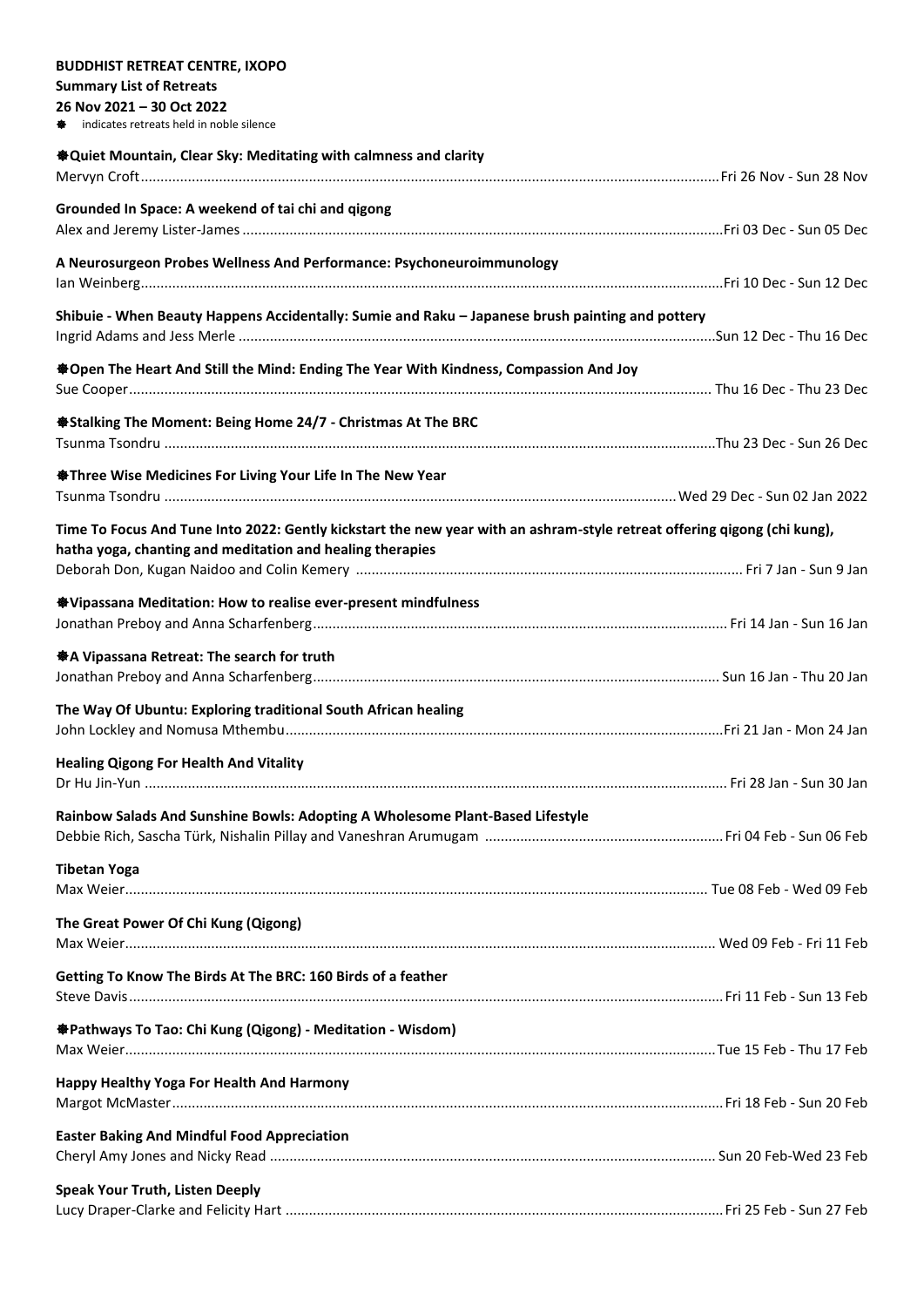**BUDDHIST RETREAT CENTRE, IXOPO**
**Summary List of Retreats**
**26 Nov 2021 – 30 Oct 2022**
❋ indicates retreats held in noble silence

**❋Quiet Mountain, Clear Sky: Meditating with calmness and clarity**
Mervyn Croft ........ Fri 26 Nov - Sun 28 Nov

**Grounded In Space: A weekend of tai chi and qigong**
Alex and Jeremy Lister-James ........ Fri 03 Dec - Sun 05 Dec

**A Neurosurgeon Probes Wellness And Performance: Psychoneuroimmunology**
Ian Weinberg ........ Fri 10 Dec - Sun 12 Dec

**Shibuie - When Beauty Happens Accidentally: Sumie and Raku – Japanese brush painting and pottery**
Ingrid Adams and Jess Merle ........ Sun 12 Dec - Thu 16 Dec

**❋Open The Heart And Still the Mind: Ending The Year With Kindness, Compassion And Joy**
Sue Cooper ........ Thu 16 Dec - Thu 23 Dec

**❋Stalking The Moment: Being Home 24/7 - Christmas At The BRC**
Tsunma Tsondru ........ Thu 23 Dec - Sun 26 Dec

**❋Three Wise Medicines For Living Your Life In The New Year**
Tsunma Tsondru ........ Wed 29 Dec - Sun 02 Jan 2022

**Time To Focus And Tune Into 2022: Gently kickstart the new year with an ashram-style retreat offering qigong (chi kung), hatha yoga, chanting and meditation and healing therapies**
Deborah Don, Kugan Naidoo and Colin Kemery ........ Fri 7 Jan - Sun 9 Jan

**❋Vipassana Meditation: How to realise ever-present mindfulness**
Jonathan Preboy and Anna Scharfenberg ........ Fri 14 Jan - Sun 16 Jan

**❋A Vipassana Retreat: The search for truth**
Jonathan Preboy and Anna Scharfenberg ........ Sun 16 Jan - Thu 20 Jan

**The Way Of Ubuntu: Exploring traditional South African healing**
John Lockley and Nomusa Mthembu ........ Fri 21 Jan - Mon 24 Jan

**Healing Qigong For Health And Vitality**
Dr Hu Jin-Yun ........ Fri 28 Jan - Sun 30 Jan

**Rainbow Salads And Sunshine Bowls: Adopting A Wholesome Plant-Based Lifestyle**
Debbie Rich, Sascha Türk, Nishalin Pillay and Vaneshran Arumugam ........ Fri 04 Feb - Sun 06 Feb

**Tibetan Yoga**
Max Weier ........ Tue 08 Feb - Wed 09 Feb

**The Great Power Of Chi Kung (Qigong)**
Max Weier ........ Wed 09 Feb - Fri 11 Feb

**Getting To Know The Birds At The BRC: 160 Birds of a feather**
Steve Davis ........ Fri 11 Feb - Sun 13 Feb

**❋Pathways To Tao: Chi Kung (Qigong) - Meditation - Wisdom)**
Max Weier ........ Tue 15 Feb - Thu 17 Feb

**Happy Healthy Yoga For Health And Harmony**
Margot McMaster ........ Fri 18 Feb - Sun 20 Feb

**Easter Baking And Mindful Food Appreciation**
Cheryl Amy Jones and Nicky Read ........ Sun 20 Feb-Wed 23 Feb

**Speak Your Truth, Listen Deeply**
Lucy Draper-Clarke and Felicity Hart ........ Fri 25 Feb - Sun 27 Feb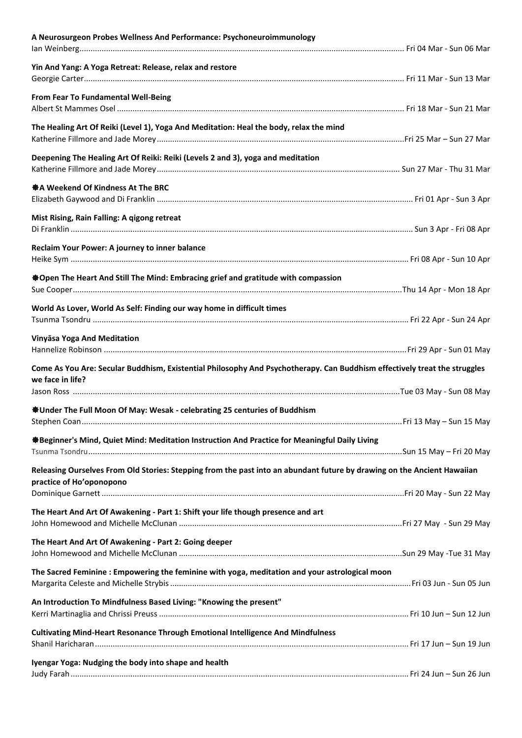**A Neurosurgeon Probes Wellness And Performance: Psychoneuroimmunology**
Ian Weinberg........................................................................................................................................... Fri 04 Mar - Sun 06 Mar

**Yin And Yang: A Yoga Retreat: Release, relax and restore**
Georgie Carter.......................................................................................................................................... Fri 11 Mar - Sun 13 Mar

**From Fear To Fundamental Well-Being**
Albert St Mammes Osel ............................................................................................................................ Fri 18 Mar - Sun 21 Mar

**The Healing Art Of Reiki (Level 1), Yoga And Meditation: Heal the body, relax the mind**
Katherine Fillmore and Jade Morey...............................................................................................................Fri 25 Mar – Sun 27 Mar

**Deepening The Healing Art Of Reiki: Reiki (Levels 2 and 3), yoga and meditation**
Katherine Fillmore and Jade Morey.............................................................................................................. Sun 27 Mar - Thu 31 Mar

**✵A Weekend Of Kindness At The BRC**
Elizabeth Gaywood and Di Franklin ................................................................................................................... Fri 01 Apr - Sun 3 Apr

**Mist Rising, Rain Falling: A qigong retreat**
Di Franklin ......................................................................................................................................................... Sun 3 Apr - Fri 08 Apr

**Reclaim Your Power: A journey to inner balance**
Heike Sym ........................................................................................................................................................ Fri 08 Apr - Sun 10 Apr

**✵Open The Heart And Still The Mind: Embracing grief and gratitude with compassion**
Sue Cooper.....................................................................................................................................................Thu 14 Apr - Mon 18 Apr

**World As Lover, World As Self: Finding our way home in difficult times**
Tsunma Tsondru .............................................................................................................................................. Fri 22 Apr - Sun 24 Apr

**Vinyāsa Yoga And Meditation**
Hannelize Robinson ........................................................................................................................................Fri 29 Apr - Sun 01 May

**Come As You Are: Secular Buddhism, Existential Philosophy And Psychotherapy. Can Buddhism effectively treat the struggles we face in life?**
Jason Ross ....................................................................................................................................................Tue 03 May - Sun 08 May

**✵Under The Full Moon Of May: Wesak - celebrating 25 centuries of Buddhism**
Stephen Coan.................................................................................................................................................Fri 13 May – Sun 15 May

**✵Beginner's Mind, Quiet Mind: Meditation Instruction And Practice for Meaningful Daily Living**
Tsunma Tsondru..............................................................................................................................................Sun 15 May – Fri 20 May

**Releasing Ourselves From Old Stories: Stepping from the past into an abundant future by drawing on the Ancient Hawaiian practice of Ho'oponopono**
Dominique Garnett .........................................................................................................................................Fri 20 May - Sun 22 May

**The Heart And Art Of Awakening - Part 1: Shift your life though presence and art**
John Homewood and Michelle McClunan .....................................................................................................Fri 27 May - Sun 29 May

**The Heart And Art Of Awakening - Part 2: Going deeper**
John Homewood and Michelle McClunan .....................................................................................................Sun 29 May -Tue 31 May

**The Sacred Feminine : Empowering the feminine with yoga, meditation and your astrological moon**
Margarita Celeste and Michelle Strybis ............................................................................................................Fri 03 Jun - Sun 05 Jun

**An Introduction To Mindfulness Based Living: "Knowing the present"**
Kerri Martinaglia and Chrissi Preuss ................................................................................................................ Fri 10 Jun – Sun 12 Jun

**Cultivating Mind-Heart Resonance Through Emotional Intelligence And Mindfulness**
Shanil Haricharan............................................................................................................................................. Fri 17 Jun – Sun 19 Jun

**Iyengar Yoga: Nudging the body into shape and health**
Judy Farah........................................................................................................................................................ Fri 24 Jun – Sun 26 Jun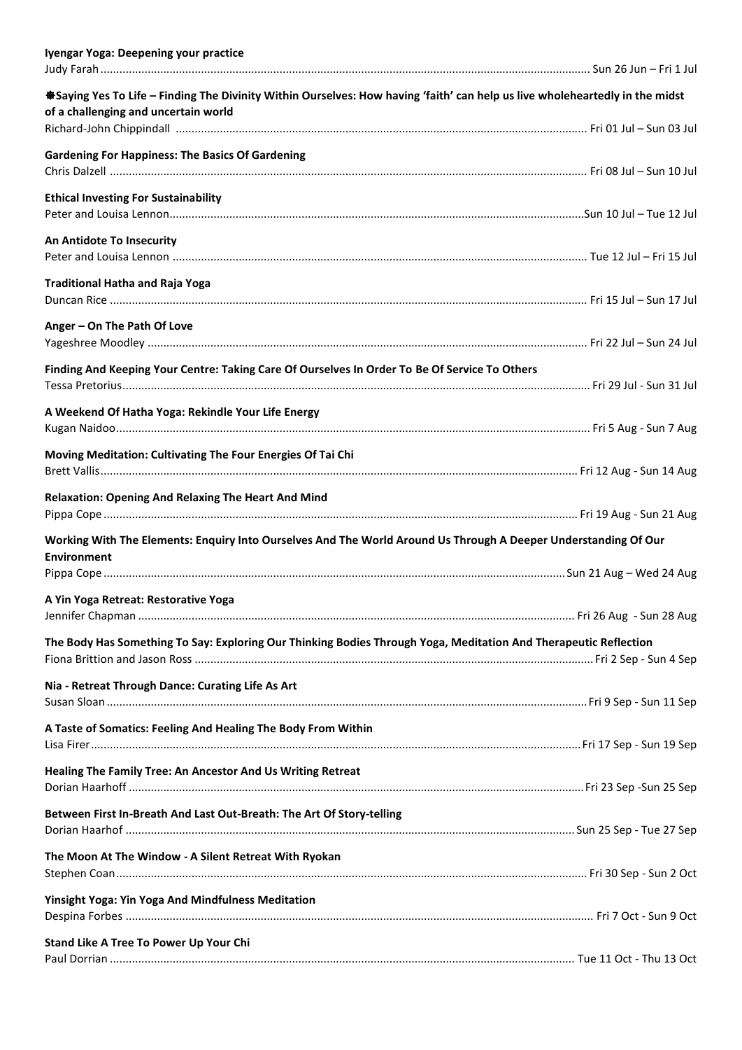**Iyengar Yoga: Deepening your practice**
Judy Farah ........................................................................................................................................... Sun 26 Jun – Fri 1 Jul

**❃Saying Yes To Life – Finding The Divinity Within Ourselves: How having 'faith' can help us live wholeheartedly in the midst of a challenging and uncertain world**
Richard-John Chippindall .................................................................................................................. Fri 01 Jul – Sun 03 Jul

**Gardening For Happiness: The Basics Of Gardening**
Chris Dalzell ...................................................................................................................................... Fri 08 Jul – Sun 10 Jul

**Ethical Investing For Sustainability**
Peter and Louisa Lennon.................................................................................................................. Sun 10 Jul – Tue 12 Jul

**An Antidote To Insecurity**
Peter and Louisa Lennon .................................................................................................................. Tue 12 Jul – Fri 15 Jul

**Traditional Hatha and Raja Yoga**
Duncan Rice ...................................................................................................................................... Fri 15 Jul – Sun 17 Jul

**Anger – On The Path Of Love**
Yageshree Moodley ........................................................................................................................... Fri 22 Jul – Sun 24 Jul

**Finding And Keeping Your Centre: Taking Care Of Ourselves In Order To Be Of Service To Others**
Tessa Pretorius................................................................................................................................... Fri 29 Jul - Sun 31 Jul

**A Weekend Of Hatha Yoga: Rekindle Your Life Energy**
Kugan Naidoo..................................................................................................................................... Fri 5 Aug - Sun 7 Aug

**Moving Meditation: Cultivating The Four Energies Of Tai Chi**
Brett Vallis.......................................................................................................................................... Fri 12 Aug - Sun 14 Aug

**Relaxation: Opening And Relaxing The Heart And Mind**
Pippa Cope ......................................................................................................................................... Fri 19 Aug - Sun 21 Aug

**Working With The Elements: Enquiry Into Ourselves And The World Around Us Through A Deeper Understanding Of Our Environment**
Pippa Cope ......................................................................................................................................... Sun 21 Aug – Wed 24 Aug

**A Yin Yoga Retreat: Restorative Yoga**
Jennifer Chapman ............................................................................................................................... Fri 26 Aug - Sun 28 Aug

**The Body Has Something To Say: Exploring Our Thinking Bodies Through Yoga, Meditation And Therapeutic Reflection**
Fiona Brittion and Jason Ross ............................................................................................................ Fri 2 Sep - Sun 4 Sep

**Nia - Retreat Through Dance: Curating Life As Art**
Susan Sloan ........................................................................................................................................ Fri 9 Sep - Sun 11 Sep

**A Taste of Somatics: Feeling And Healing The Body From Within**
Lisa Firer ............................................................................................................................................ Fri 17 Sep - Sun 19 Sep

**Healing The Family Tree: An Ancestor And Us Writing Retreat**
Dorian Haarhoff .................................................................................................................................. Fri 23 Sep -Sun 25 Sep

**Between First In-Breath And Last Out-Breath: The Art Of Story-telling**
Dorian Haarhof ................................................................................................................................... Sun 25 Sep - Tue 27 Sep

**The Moon At The Window - A Silent Retreat With Ryokan**
Stephen Coan...................................................................................................................................... Fri 30 Sep - Sun 2 Oct

**Yinsight Yoga: Yin Yoga And Mindfulness Meditation**
Despina Forbes ................................................................................................................................... Fri 7 Oct - Sun 9 Oct

**Stand Like A Tree To Power Up Your Chi**
Paul Dorrian ....................................................................................................................................... Tue 11 Oct - Thu 13 Oct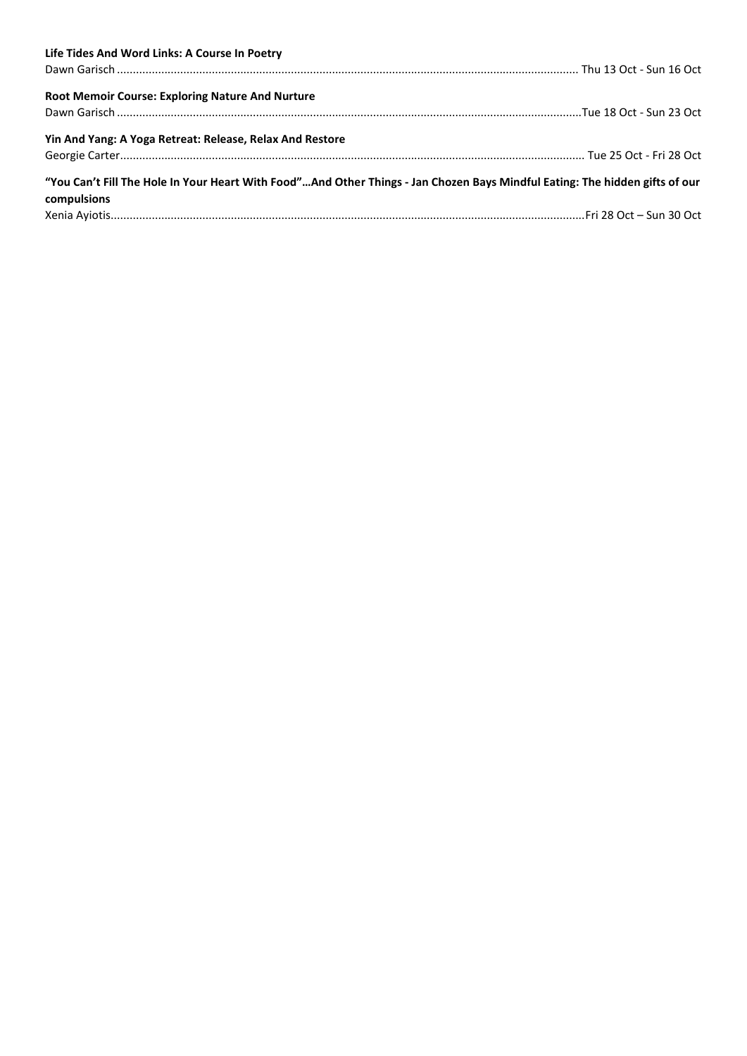**Life Tides And Word Links: A Course In Poetry**
Dawn Garisch ........................................................................................................................................ Thu 13 Oct - Sun 16 Oct

**Root Memoir Course: Exploring Nature And Nurture**
Dawn Garisch ........................................................................................................................................Tue 18 Oct - Sun 23 Oct

**Yin And Yang: A Yoga Retreat: Release, Relax And Restore**
Georgie Carter........................................................................................................................................ Tue 25 Oct - Fri 28 Oct

**"You Can't Fill The Hole In Your Heart With Food"…And Other Things - Jan Chozen Bays Mindful Eating: The hidden gifts of our compulsions**
Xenia Ayiotis..........................................................................................................................................Fri 28 Oct – Sun 30 Oct